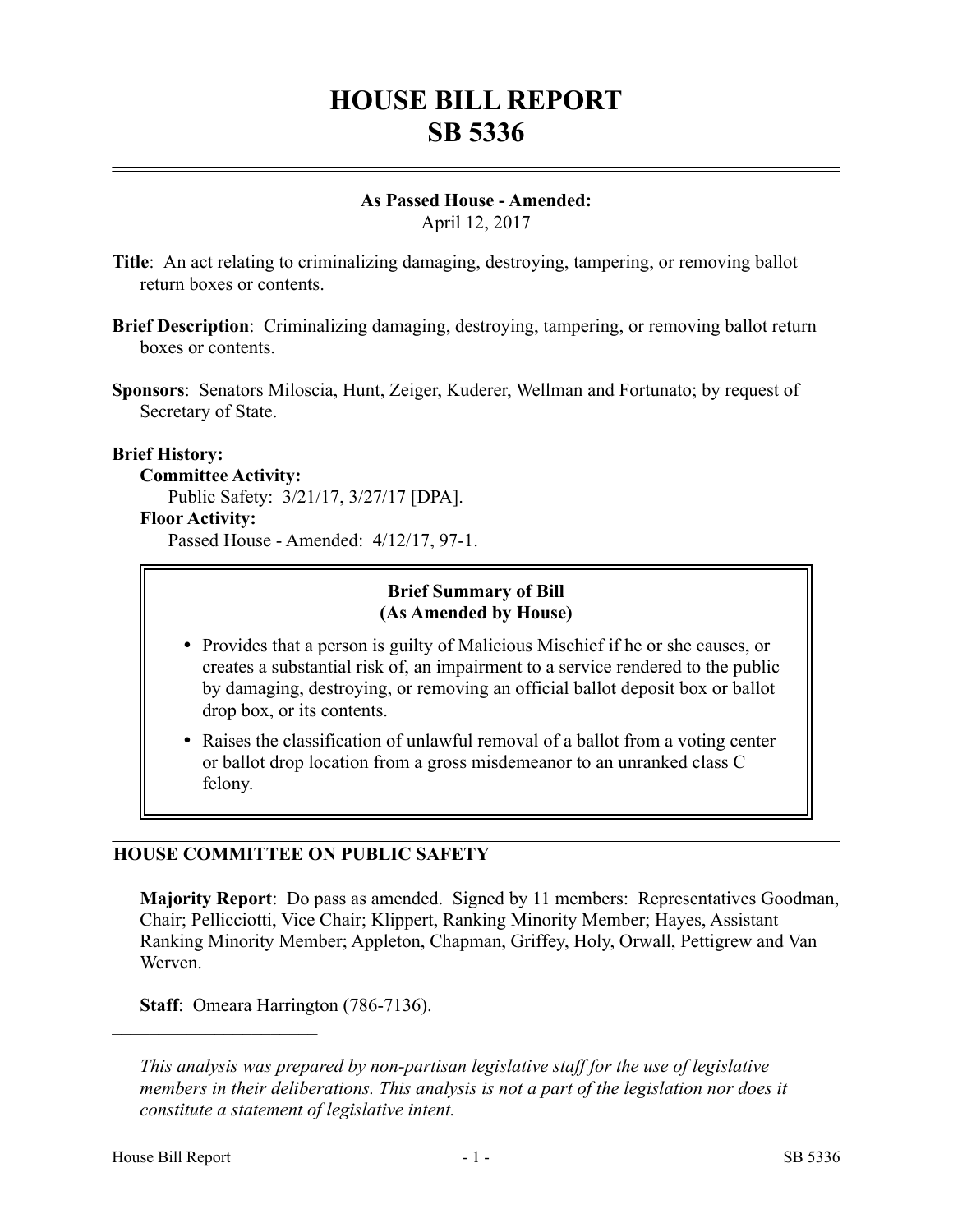# HOUSE BILL REPORT
# SB 5336

**As Passed House - Amended:**
April 12, 2017

**Title**: An act relating to criminalizing damaging, destroying, tampering, or removing ballot return boxes or contents.

**Brief Description**: Criminalizing damaging, destroying, tampering, or removing ballot return boxes or contents.

**Sponsors**: Senators Miloscia, Hunt, Zeiger, Kuderer, Wellman and Fortunato; by request of Secretary of State.

**Brief History:**

**Committee Activity:**
Public Safety: 3/21/17, 3/27/17 [DPA].

**Floor Activity:**
Passed House - Amended: 4/12/17, 97-1.

**Brief Summary of Bill (As Amended by House)**

- Provides that a person is guilty of Malicious Mischief if he or she causes, or creates a substantial risk of, an impairment to a service rendered to the public by damaging, destroying, or removing an official ballot deposit box or ballot drop box, or its contents.
- Raises the classification of unlawful removal of a ballot from a voting center or ballot drop location from a gross misdemeanor to an unranked class C felony.

## HOUSE COMMITTEE ON PUBLIC SAFETY

**Majority Report**: Do pass as amended. Signed by 11 members: Representatives Goodman, Chair; Pellicciotti, Vice Chair; Klippert, Ranking Minority Member; Hayes, Assistant Ranking Minority Member; Appleton, Chapman, Griffey, Holy, Orwall, Pettigrew and Van Werven.

**Staff**: Omeara Harrington (786-7136).

---

*This analysis was prepared by non-partisan legislative staff for the use of legislative members in their deliberations. This analysis is not a part of the legislation nor does it constitute a statement of legislative intent.*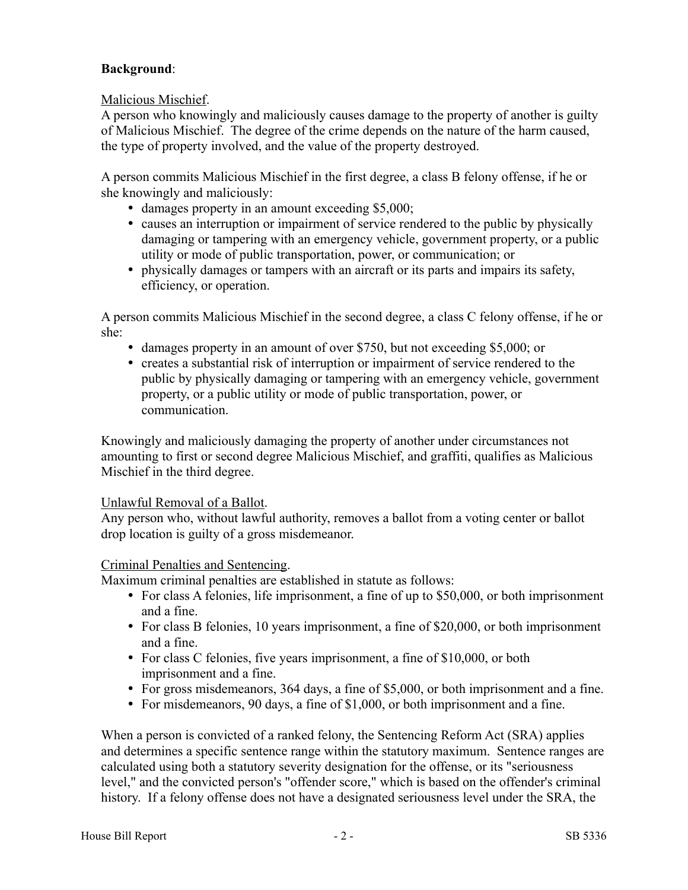**Background**:

Malicious Mischief.

A person who knowingly and maliciously causes damage to the property of another is guilty of Malicious Mischief. The degree of the crime depends on the nature of the harm caused, the type of property involved, and the value of the property destroyed.

A person commits Malicious Mischief in the first degree, a class B felony offense, if he or she knowingly and maliciously:

- damages property in an amount exceeding $5,000;
- causes an interruption or impairment of service rendered to the public by physically damaging or tampering with an emergency vehicle, government property, or a public utility or mode of public transportation, power, or communication; or
- physically damages or tampers with an aircraft or its parts and impairs its safety, efficiency, or operation.

A person commits Malicious Mischief in the second degree, a class C felony offense, if he or she:

- damages property in an amount of over $750, but not exceeding $5,000; or
- creates a substantial risk of interruption or impairment of service rendered to the public by physically damaging or tampering with an emergency vehicle, government property, or a public utility or mode of public transportation, power, or communication.

Knowingly and maliciously damaging the property of another under circumstances not amounting to first or second degree Malicious Mischief, and graffiti, qualifies as Malicious Mischief in the third degree.

Unlawful Removal of a Ballot.

Any person who, without lawful authority, removes a ballot from a voting center or ballot drop location is guilty of a gross misdemeanor.

Criminal Penalties and Sentencing.

Maximum criminal penalties are established in statute as follows:

- For class A felonies, life imprisonment, a fine of up to $50,000, or both imprisonment and a fine.
- For class B felonies, 10 years imprisonment, a fine of $20,000, or both imprisonment and a fine.
- For class C felonies, five years imprisonment, a fine of $10,000, or both imprisonment and a fine.
- For gross misdemeanors, 364 days, a fine of $5,000, or both imprisonment and a fine.
- For misdemeanors, 90 days, a fine of $1,000, or both imprisonment and a fine.

When a person is convicted of a ranked felony, the Sentencing Reform Act (SRA) applies and determines a specific sentence range within the statutory maximum. Sentence ranges are calculated using both a statutory severity designation for the offense, or its "seriousness level," and the convicted person's "offender score," which is based on the offender's criminal history. If a felony offense does not have a designated seriousness level under the SRA, the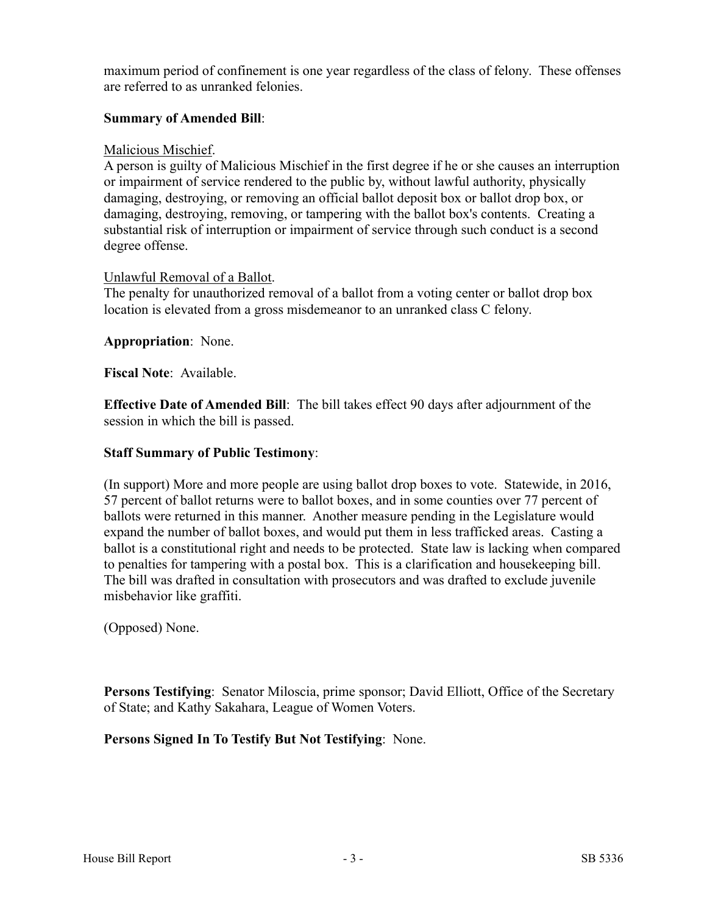maximum period of confinement is one year regardless of the class of felony. These offenses are referred to as unranked felonies.

**Summary of Amended Bill**:

Malicious Mischief.
A person is guilty of Malicious Mischief in the first degree if he or she causes an interruption or impairment of service rendered to the public by, without lawful authority, physically damaging, destroying, or removing an official ballot deposit box or ballot drop box, or damaging, destroying, removing, or tampering with the ballot box's contents. Creating a substantial risk of interruption or impairment of service through such conduct is a second degree offense.

Unlawful Removal of a Ballot.
The penalty for unauthorized removal of a ballot from a voting center or ballot drop box location is elevated from a gross misdemeanor to an unranked class C felony.

**Appropriation**: None.

**Fiscal Note**: Available.

**Effective Date of Amended Bill**: The bill takes effect 90 days after adjournment of the session in which the bill is passed.

**Staff Summary of Public Testimony**:

(In support) More and more people are using ballot drop boxes to vote. Statewide, in 2016, 57 percent of ballot returns were to ballot boxes, and in some counties over 77 percent of ballots were returned in this manner. Another measure pending in the Legislature would expand the number of ballot boxes, and would put them in less trafficked areas. Casting a ballot is a constitutional right and needs to be protected. State law is lacking when compared to penalties for tampering with a postal box. This is a clarification and housekeeping bill. The bill was drafted in consultation with prosecutors and was drafted to exclude juvenile misbehavior like graffiti.

(Opposed) None.

**Persons Testifying**: Senator Miloscia, prime sponsor; David Elliott, Office of the Secretary of State; and Kathy Sakahara, League of Women Voters.

**Persons Signed In To Testify But Not Testifying**: None.